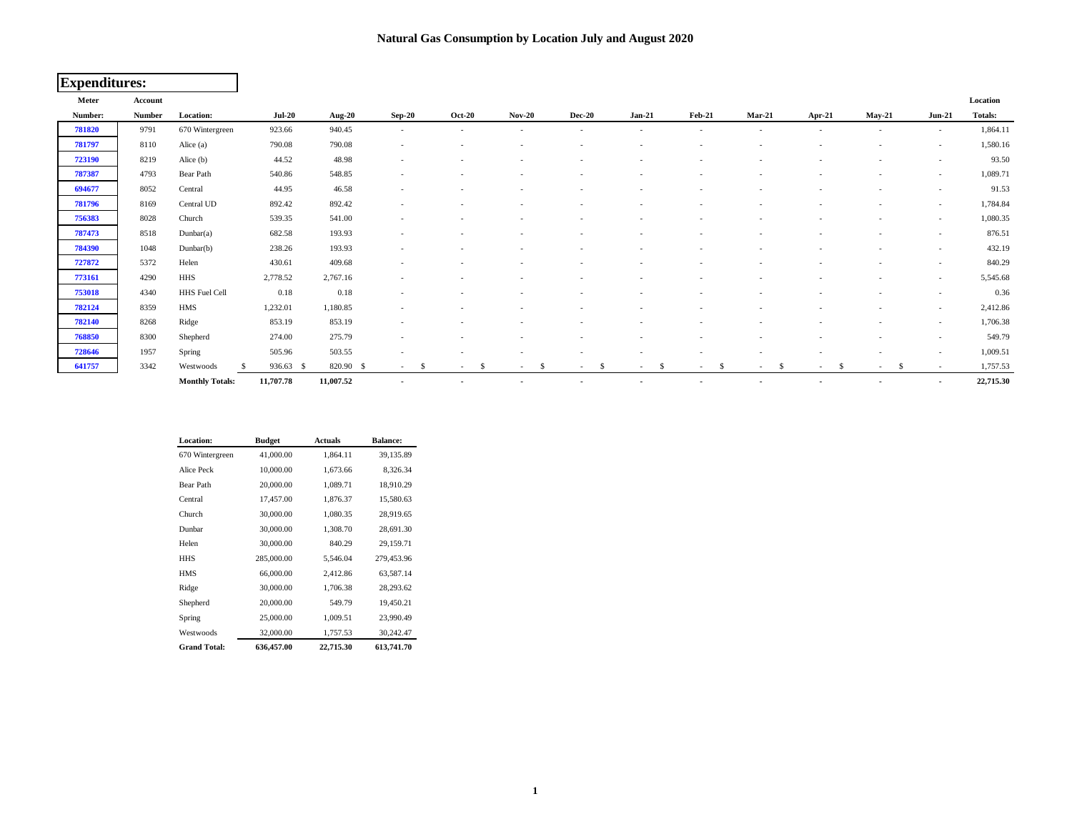# Natural Gas Consumption by Location July and August 2020

## Expenditures:

| Meter Number: | Account Number | Location: | Jul-20 | Aug-20 | Sep-20 | Oct-20 | Nov-20 | Dec-20 | Jan-21 | Feb-21 | Mar-21 | Apr-21 | May-21 | Jun-21 | Location Totals: |
|---|---|---|---|---|---|---|---|---|---|---|---|---|---|---|---|
| 781820 | 9791 | 670 Wintergreen | 923.66 | 940.45 | - | - | - | - | - | - | - | - | - | - | 1,864.11 |
| 781797 | 8110 | Alice (a) | 790.08 | 790.08 | - | - | - | - | - | - | - | - | - | - | 1,580.16 |
| 723190 | 8219 | Alice (b) | 44.52 | 48.98 | - | - | - | - | - | - | - | - | - | - | 93.50 |
| 787387 | 4793 | Bear Path | 540.86 | 548.85 | - | - | - | - | - | - | - | - | - | - | 1,089.71 |
| 694677 | 8052 | Central | 44.95 | 46.58 | - | - | - | - | - | - | - | - | - | - | 91.53 |
| 781796 | 8169 | Central UD | 892.42 | 892.42 | - | - | - | - | - | - | - | - | - | - | 1,784.84 |
| 756383 | 8028 | Church | 539.35 | 541.00 | - | - | - | - | - | - | - | - | - | - | 1,080.35 |
| 787473 | 8518 | Dunbar(a) | 682.58 | 193.93 | - | - | - | - | - | - | - | - | - | - | 876.51 |
| 784390 | 1048 | Dunbar(b) | 238.26 | 193.93 | - | - | - | - | - | - | - | - | - | - | 432.19 |
| 727872 | 5372 | Helen | 430.61 | 409.68 | - | - | - | - | - | - | - | - | - | - | 840.29 |
| 773161 | 4290 | HHS | 2,778.52 | 2,767.16 | - | - | - | - | - | - | - | - | - | - | 5,545.68 |
| 753018 | 4340 | HHS Fuel Cell | 0.18 | 0.18 | - | - | - | - | - | - | - | - | - | - | 0.36 |
| 782124 | 8359 | HMS | 1,232.01 | 1,180.85 | - | - | - | - | - | - | - | - | - | - | 2,412.86 |
| 782140 | 8268 | Ridge | 853.19 | 853.19 | - | - | - | - | - | - | - | - | - | - | 1,706.38 |
| 768850 | 8300 | Shepherd | 274.00 | 275.79 | - | - | - | - | - | - | - | - | - | - | 549.79 |
| 728646 | 1957 | Spring | 505.96 | 503.55 | - | - | - | - | - | - | - | - | - | - | 1,009.51 |
| 641757 | 3342 | Westwoods | $ 936.63 | $ 820.90 | $ - | $ - | $ - | $ - | $ - | $ - | $ - | $ - | $ - | $ - | 1,757.53 |
| | | **Monthly Totals:** | **11,707.78** | **11,007.52** | **-** | **-** | **-** | **-** | **-** | **-** | **-** | **-** | **-** | **-** | **22,715.30** |

| Location: | Budget | Actuals | Balance: |
|---|---|---|---|
| 670 Wintergreen | 41,000.00 | 1,864.11 | 39,135.89 |
| Alice Peck | 10,000.00 | 1,673.66 | 8,326.34 |
| Bear Path | 20,000.00 | 1,089.71 | 18,910.29 |
| Central | 17,457.00 | 1,876.37 | 15,580.63 |
| Church | 30,000.00 | 1,080.35 | 28,919.65 |
| Dunbar | 30,000.00 | 1,308.70 | 28,691.30 |
| Helen | 30,000.00 | 840.29 | 29,159.71 |
| HHS | 285,000.00 | 5,546.04 | 279,453.96 |
| HMS | 66,000.00 | 2,412.86 | 63,587.14 |
| Ridge | 30,000.00 | 1,706.38 | 28,293.62 |
| Shepherd | 20,000.00 | 549.79 | 19,450.21 |
| Spring | 25,000.00 | 1,009.51 | 23,990.49 |
| Westwoods | 32,000.00 | 1,757.53 | 30,242.47 |
| **Grand Total:** | **636,457.00** | **22,715.30** | **613,741.70** |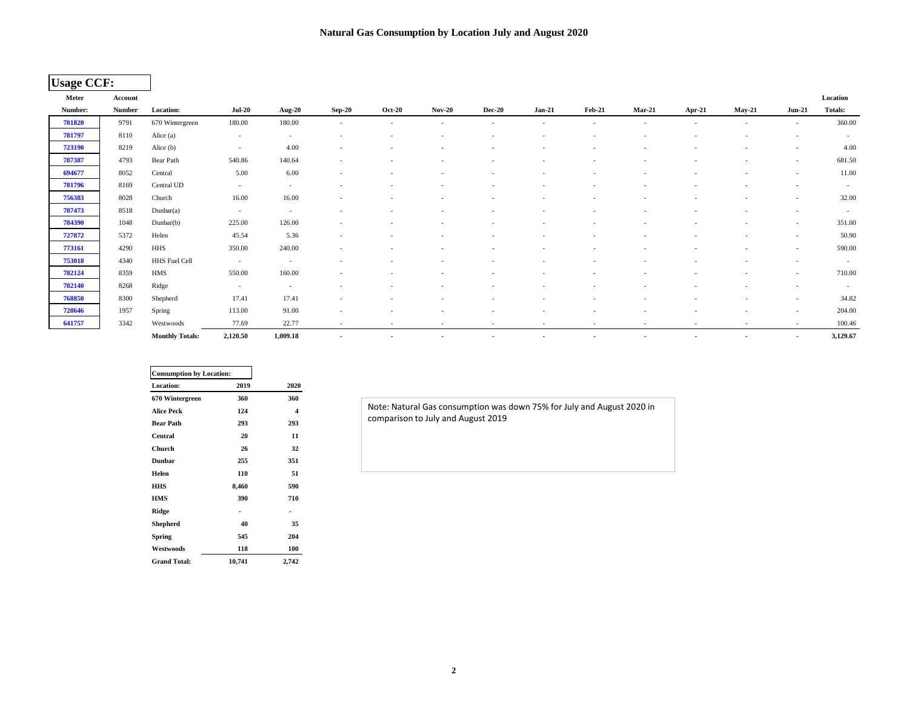# Natural Gas Consumption by Location July and August 2020

## Usage CCF:

| Meter Number: | Account Number | Location: | Jul-20 | Aug-20 | Sep-20 | Oct-20 | Nov-20 | Dec-20 | Jan-21 | Feb-21 | Mar-21 | Apr-21 | May-21 | Jun-21 | Location Totals: |
|---|---|---|---|---|---|---|---|---|---|---|---|---|---|---|---|
| 781820 | 9791 | 670 Wintergreen | 180.00 | 180.00 | - | - | - | - | - | - | - | - | - | - | 360.00 |
| 781797 | 8110 | Alice (a) | - | - | - | - | - | - | - | - | - | - | - | - | - |
| 723190 | 8219 | Alice (b) | - | 4.00 | - | - | - | - | - | - | - | - | - | - | 4.00 |
| 787387 | 4793 | Bear Path | 540.86 | 140.64 | - | - | - | - | - | - | - | - | - | - | 681.50 |
| 694677 | 8052 | Central | 5.00 | 6.00 | - | - | - | - | - | - | - | - | - | - | 11.00 |
| 781796 | 8169 | Central UD | - | - | - | - | - | - | - | - | - | - | - | - | - |
| 756383 | 8028 | Church | 16.00 | 16.00 | - | - | - | - | - | - | - | - | - | - | 32.00 |
| 787473 | 8518 | Dunbar(a) | - | - | - | - | - | - | - | - | - | - | - | - | - |
| 784390 | 1048 | Dunbar(b) | 225.00 | 126.00 | - | - | - | - | - | - | - | - | - | - | 351.00 |
| 727872 | 5372 | Helen | 45.54 | 5.36 | - | - | - | - | - | - | - | - | - | - | 50.90 |
| 773161 | 4290 | HHS | 350.00 | 240.00 | - | - | - | - | - | - | - | - | - | - | 590.00 |
| 753018 | 4340 | HHS Fuel Cell | - | - | - | - | - | - | - | - | - | - | - | - | - |
| 782124 | 8359 | HMS | 550.00 | 160.00 | - | - | - | - | - | - | - | - | - | - | 710.00 |
| 782140 | 8268 | Ridge | - | - | - | - | - | - | - | - | - | - | - | - | - |
| 768850 | 8300 | Shepherd | 17.41 | 17.41 | - | - | - | - | - | - | - | - | - | - | 34.82 |
| 728646 | 1957 | Spring | 113.00 | 91.00 | - | - | - | - | - | - | - | - | - | - | 204.00 |
| 641757 | 3342 | Westwoods | 77.69 | 22.77 | - | - | - | - | - | - | - | - | - | - | 100.46 |
| | | **Monthly Totals:** | **2,120.50** | **1,009.18** | **-** | **-** | **-** | **-** | **-** | **-** | **-** | **-** | **-** | **-** | **3,129.67** |

| **Consumption by Location:** | | |
|---|---|---|
| **Location:** | **2019** | **2020** |
| **670 Wintergreen** | **360** | **360** |
| **Alice Peck** | **124** | **4** |
| **Bear Path** | **293** | **293** |
| **Central** | **20** | **11** |
| **Church** | **26** | **32** |
| **Dunbar** | **255** | **351** |
| **Helen** | **110** | **51** |
| **HHS** | **8,460** | **590** |
| **HMS** | **390** | **710** |
| **Ridge** | **-** | **-** |
| **Shepherd** | **40** | **35** |
| **Spring** | **545** | **204** |
| **Westwoods** | **118** | **100** |
| **Grand Total:** | **10,741** | **2,742** |

Note: Natural Gas consumption was down 75% for July and August 2020 in comparison to July and August 2019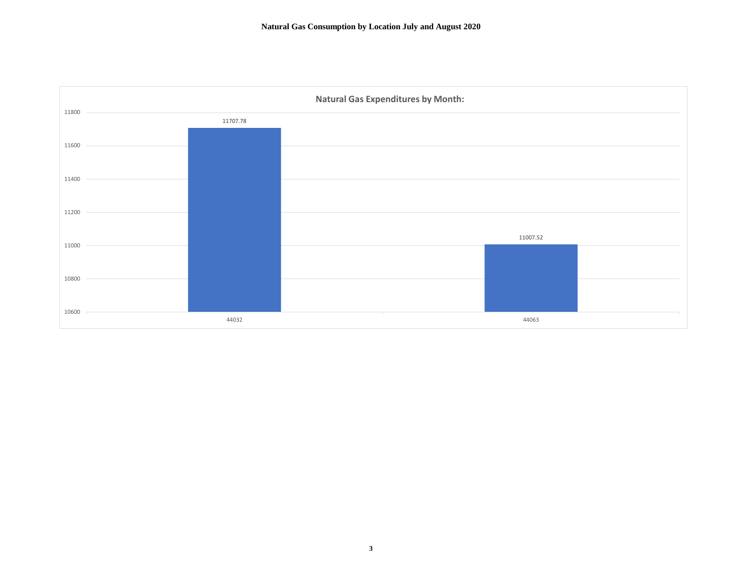**Natural Gas Consumption by Location July and August 2020**

Natural Gas Expenditures by Month:

11800
11600
11400
11200
11000
10800
10600

11707.78
11007.52

44032
44063